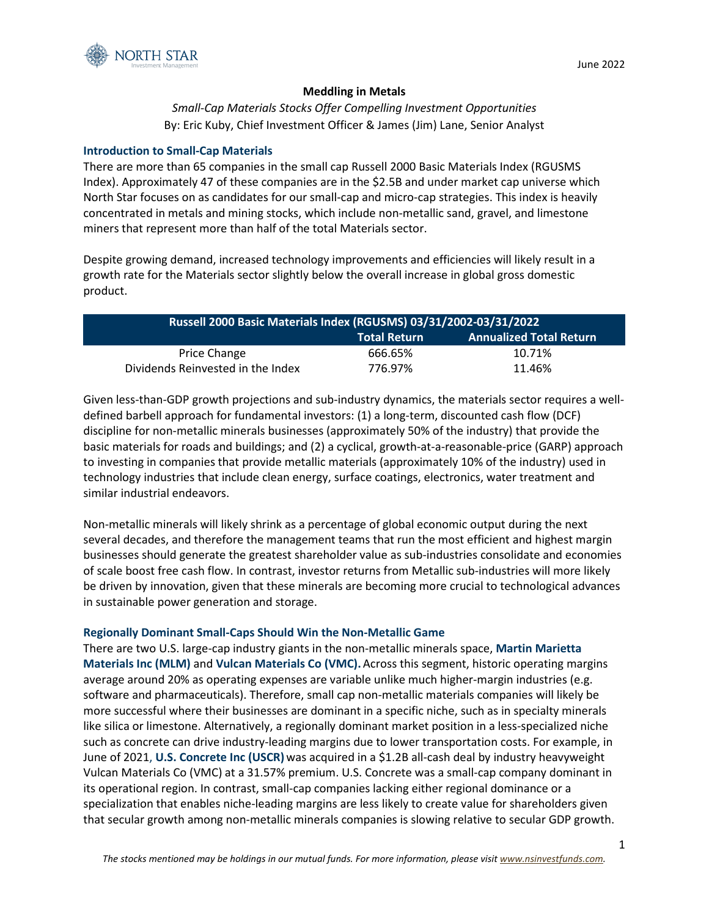June 2022

# Meddling in Metals

*Small-Cap Materials Stocks Offer Compelling Investment Opportunities*

By: Eric Kuby, Chief Investment Officer & James (Jim) Lane, Senior Analyst

## Introduction to Small-Cap Materials

There are more than 65 companies in the small cap Russell 2000 Basic Materials Index (RGUSMS Index). Approximately 47 of these companies are in the $2.5B and under market cap universe which North Star focuses on as candidates for our small-cap and micro-cap strategies. This index is heavily concentrated in metals and mining stocks, which include non-metallic sand, gravel, and limestone miners that represent more than half of the total Materials sector.

Despite growing demand, increased technology improvements and efficiencies will likely result in a growth rate for the Materials sector slightly below the overall increase in global gross domestic product.

| Russell 2000 Basic Materials Index (RGUSMS) 03/31/2002-03/31/2022 | | |
|---|---|---|
| | **Total Return** | **Annualized Total Return** |
| Price Change | 666.65% | 10.71% |
| Dividends Reinvested in the Index | 776.97% | 11.46% |

Given less-than-GDP growth projections and sub-industry dynamics, the materials sector requires a well-defined barbell approach for fundamental investors: (1) a long-term, discounted cash flow (DCF) discipline for non-metallic minerals businesses (approximately 50% of the industry) that provide the basic materials for roads and buildings; and (2) a cyclical, growth-at-a-reasonable-price (GARP) approach to investing in companies that provide metallic materials (approximately 10% of the industry) used in technology industries that include clean energy, surface coatings, electronics, water treatment and similar industrial endeavors.

Non-metallic minerals will likely shrink as a percentage of global economic output during the next several decades, and therefore the management teams that run the most efficient and highest margin businesses should generate the greatest shareholder value as sub-industries consolidate and economies of scale boost free cash flow. In contrast, investor returns from Metallic sub-industries will more likely be driven by innovation, given that these minerals are becoming more crucial to technological advances in sustainable power generation and storage.

## Regionally Dominant Small-Caps Should Win the Non-Metallic Game

There are two U.S. large-cap industry giants in the non-metallic minerals space, **Martin Marietta Materials Inc (MLM)** and **Vulcan Materials Co (VMC).** Across this segment, historic operating margins average around 20% as operating expenses are variable unlike much higher-margin industries (e.g. software and pharmaceuticals). Therefore, small cap non-metallic materials companies will likely be more successful where their businesses are dominant in a specific niche, such as in specialty minerals like silica or limestone. Alternatively, a regionally dominant market position in a less-specialized niche such as concrete can drive industry-leading margins due to lower transportation costs. For example, in June of 2021, **U.S. Concrete Inc (USCR)** was acquired in a $1.2B all-cash deal by industry heavyweight Vulcan Materials Co (VMC) at a 31.57% premium. U.S. Concrete was a small-cap company dominant in its operational region. In contrast, small-cap companies lacking either regional dominance or a specialization that enables niche-leading margins are less likely to create value for shareholders given that secular growth among non-metallic minerals companies is slowing relative to secular GDP growth.

*The stocks mentioned may be holdings in our mutual funds. For more information, please visit www.nsinvestfunds.com.*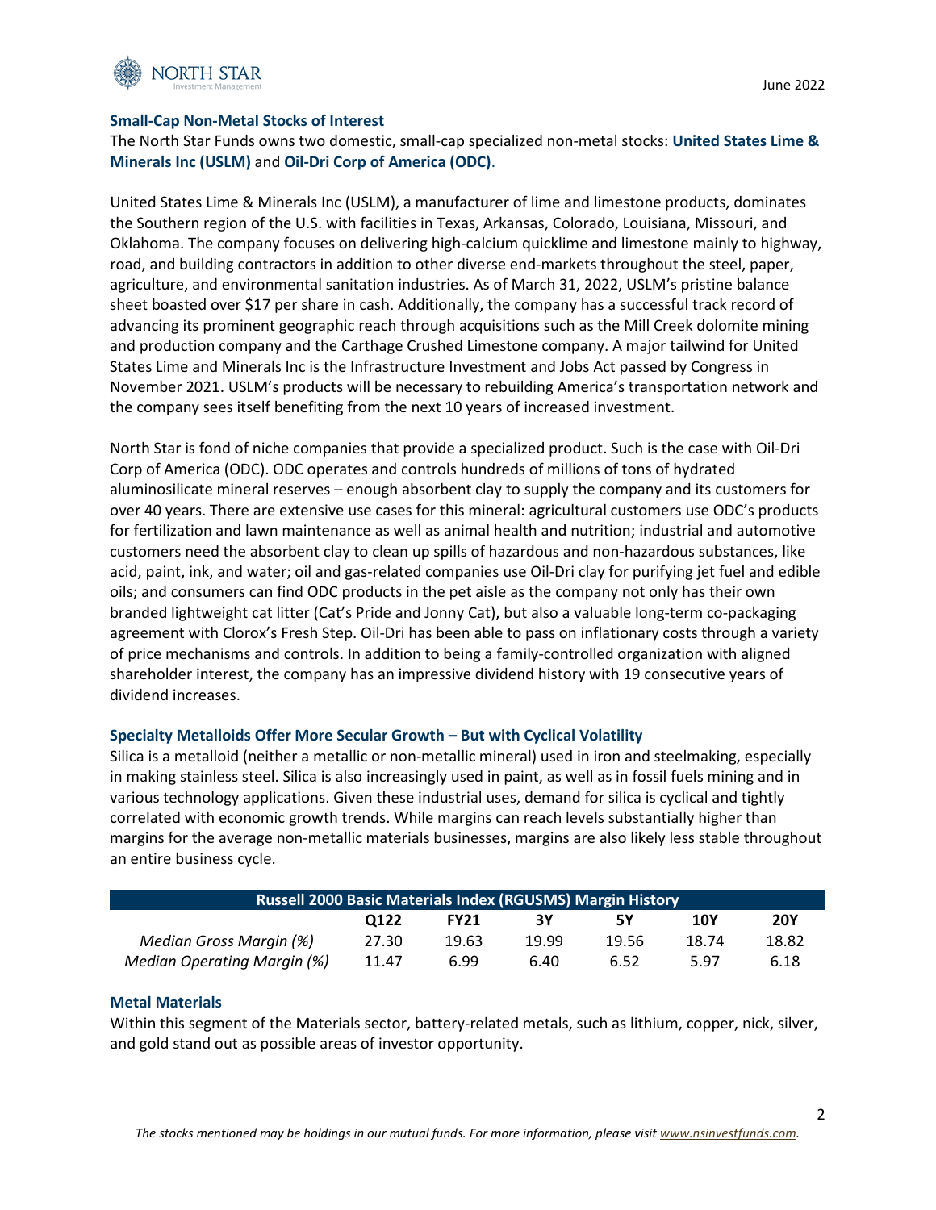### Small-Cap Non-Metal Stocks of Interest

The North Star Funds owns two domestic, small-cap specialized non-metal stocks: **United States Lime & Minerals Inc (USLM)** and **Oil-Dri Corp of America (ODC)**.

United States Lime & Minerals Inc (USLM), a manufacturer of lime and limestone products, dominates the Southern region of the U.S. with facilities in Texas, Arkansas, Colorado, Louisiana, Missouri, and Oklahoma. The company focuses on delivering high-calcium quicklime and limestone mainly to highway, road, and building contractors in addition to other diverse end-markets throughout the steel, paper, agriculture, and environmental sanitation industries. As of March 31, 2022, USLM's pristine balance sheet boasted over $17 per share in cash. Additionally, the company has a successful track record of advancing its prominent geographic reach through acquisitions such as the Mill Creek dolomite mining and production company and the Carthage Crushed Limestone company. A major tailwind for United States Lime and Minerals Inc is the Infrastructure Investment and Jobs Act passed by Congress in November 2021. USLM's products will be necessary to rebuilding America's transportation network and the company sees itself benefiting from the next 10 years of increased investment.

North Star is fond of niche companies that provide a specialized product. Such is the case with Oil-Dri Corp of America (ODC). ODC operates and controls hundreds of millions of tons of hydrated aluminosilicate mineral reserves – enough absorbent clay to supply the company and its customers for over 40 years. There are extensive use cases for this mineral: agricultural customers use ODC's products for fertilization and lawn maintenance as well as animal health and nutrition; industrial and automotive customers need the absorbent clay to clean up spills of hazardous and non-hazardous substances, like acid, paint, ink, and water; oil and gas-related companies use Oil-Dri clay for purifying jet fuel and edible oils; and consumers can find ODC products in the pet aisle as the company not only has their own branded lightweight cat litter (Cat's Pride and Jonny Cat), but also a valuable long-term co-packaging agreement with Clorox's Fresh Step. Oil-Dri has been able to pass on inflationary costs through a variety of price mechanisms and controls. In addition to being a family-controlled organization with aligned shareholder interest, the company has an impressive dividend history with 19 consecutive years of dividend increases.

### Specialty Metalloids Offer More Secular Growth – But with Cyclical Volatility

Silica is a metalloid (neither a metallic or non-metallic mineral) used in iron and steelmaking, especially in making stainless steel. Silica is also increasingly used in paint, as well as in fossil fuels mining and in various technology applications. Given these industrial uses, demand for silica is cyclical and tightly correlated with economic growth trends. While margins can reach levels substantially higher than margins for the average non-metallic materials businesses, margins are also likely less stable throughout an entire business cycle.

| Russell 2000 Basic Materials Index (RGUSMS) Margin History | | | | | | |
|---|---|---|---|---|---|---|
| | **Q122** | **FY21** | **3Y** | **5Y** | **10Y** | **20Y** |
| *Median Gross Margin (%)* | 27.30 | 19.63 | 19.99 | 19.56 | 18.74 | 18.82 |
| *Median Operating Margin (%)* | 11.47 | 6.99 | 6.40 | 6.52 | 5.97 | 6.18 |

### Metal Materials

Within this segment of the Materials sector, battery-related metals, such as lithium, copper, nick, silver, and gold stand out as possible areas of investor opportunity.

*The stocks mentioned may be holdings in our mutual funds. For more information, please visit www.nsinvestfunds.com.*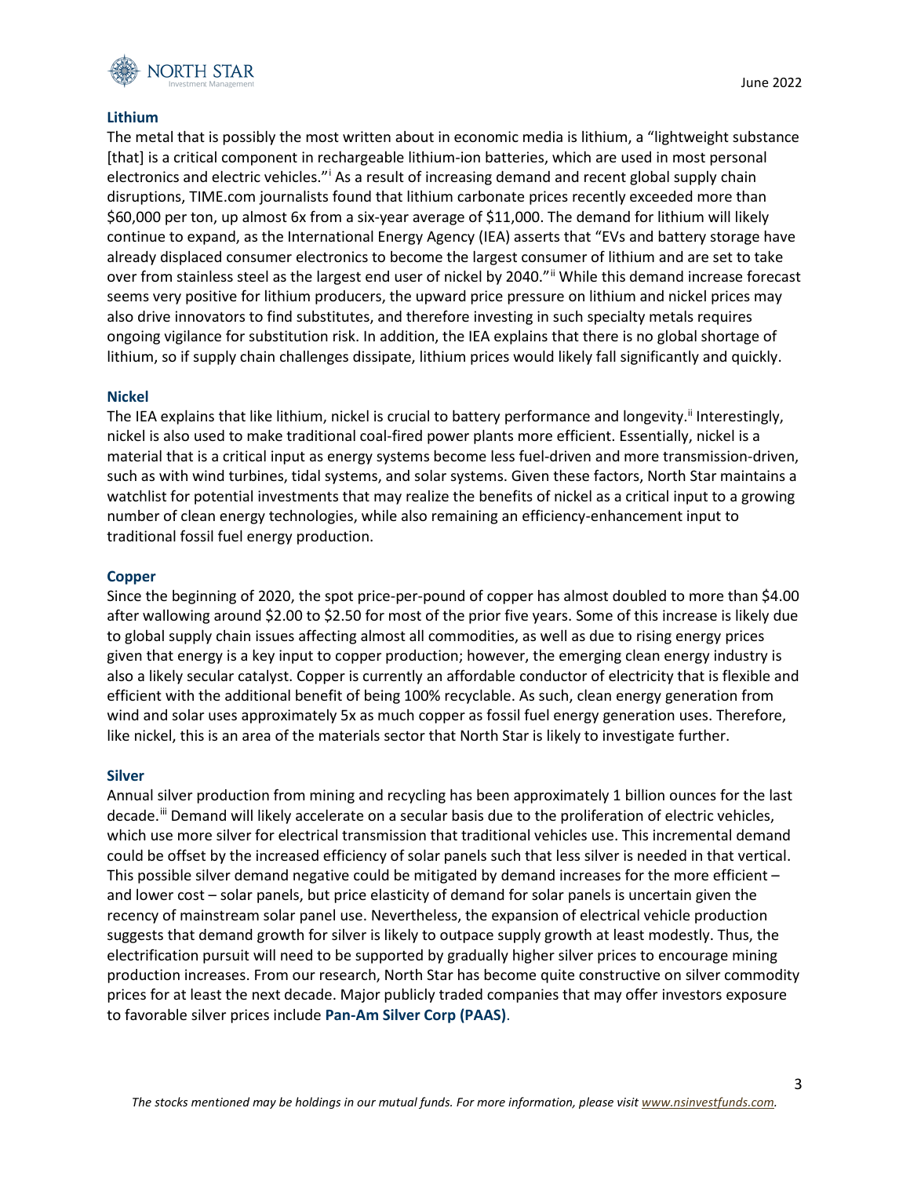### Lithium

The metal that is possibly the most written about in economic media is lithium, a "lightweight substance [that] is a critical component in rechargeable lithium-ion batteries, which are used in most personal electronics and electric vehicles."[i] As a result of increasing demand and recent global supply chain disruptions, TIME.com journalists found that lithium carbonate prices recently exceeded more than $60,000 per ton, up almost 6x from a six-year average of $11,000. The demand for lithium will likely continue to expand, as the International Energy Agency (IEA) asserts that "EVs and battery storage have already displaced consumer electronics to become the largest consumer of lithium and are set to take over from stainless steel as the largest end user of nickel by 2040."[ii] While this demand increase forecast seems very positive for lithium producers, the upward price pressure on lithium and nickel prices may also drive innovators to find substitutes, and therefore investing in such specialty metals requires ongoing vigilance for substitution risk. In addition, the IEA explains that there is no global shortage of lithium, so if supply chain challenges dissipate, lithium prices would likely fall significantly and quickly.

### Nickel

The IEA explains that like lithium, nickel is crucial to battery performance and longevity.[ii] Interestingly, nickel is also used to make traditional coal-fired power plants more efficient. Essentially, nickel is a material that is a critical input as energy systems become less fuel-driven and more transmission-driven, such as with wind turbines, tidal systems, and solar systems. Given these factors, North Star maintains a watchlist for potential investments that may realize the benefits of nickel as a critical input to a growing number of clean energy technologies, while also remaining an efficiency-enhancement input to traditional fossil fuel energy production.

### Copper

Since the beginning of 2020, the spot price-per-pound of copper has almost doubled to more than $4.00 after wallowing around $2.00 to $2.50 for most of the prior five years. Some of this increase is likely due to global supply chain issues affecting almost all commodities, as well as due to rising energy prices given that energy is a key input to copper production; however, the emerging clean energy industry is also a likely secular catalyst. Copper is currently an affordable conductor of electricity that is flexible and efficient with the additional benefit of being 100% recyclable. As such, clean energy generation from wind and solar uses approximately 5x as much copper as fossil fuel energy generation uses. Therefore, like nickel, this is an area of the materials sector that North Star is likely to investigate further.

### Silver

Annual silver production from mining and recycling has been approximately 1 billion ounces for the last decade.[iii] Demand will likely accelerate on a secular basis due to the proliferation of electric vehicles, which use more silver for electrical transmission that traditional vehicles use. This incremental demand could be offset by the increased efficiency of solar panels such that less silver is needed in that vertical. This possible silver demand negative could be mitigated by demand increases for the more efficient – and lower cost – solar panels, but price elasticity of demand for solar panels is uncertain given the recency of mainstream solar panel use. Nevertheless, the expansion of electrical vehicle production suggests that demand growth for silver is likely to outpace supply growth at least modestly. Thus, the electrification pursuit will need to be supported by gradually higher silver prices to encourage mining production increases. From our research, North Star has become quite constructive on silver commodity prices for at least the next decade. Major publicly traded companies that may offer investors exposure to favorable silver prices include **Pan-Am Silver Corp (PAAS)**.

*The stocks mentioned may be holdings in our mutual funds. For more information, please visit www.nsinvestfunds.com.*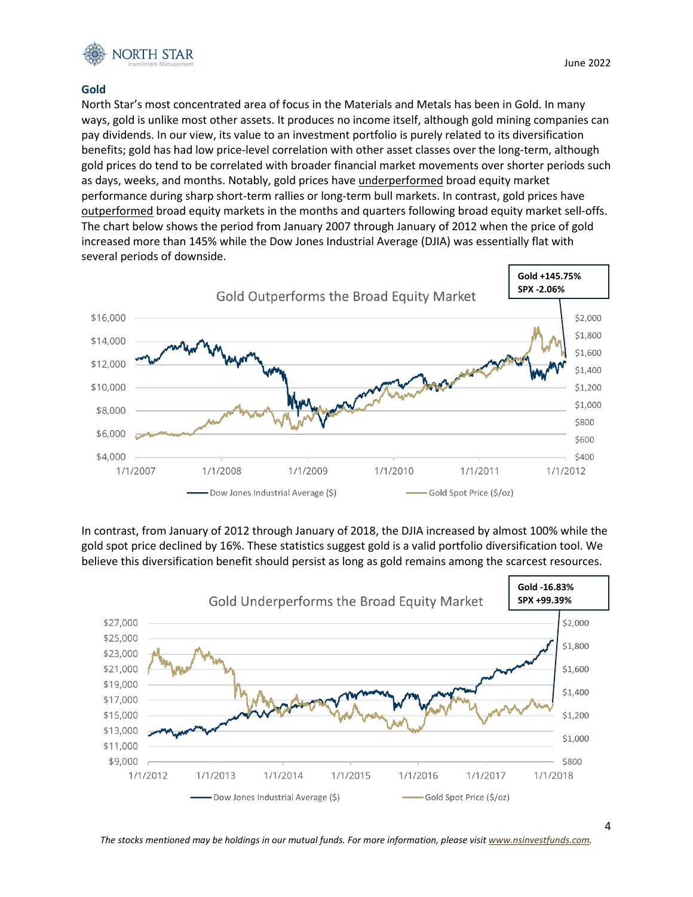## Gold

North Star's most concentrated area of focus in the Materials and Metals has been in Gold. In many ways, gold is unlike most other assets. It produces no income itself, although gold mining companies can pay dividends. In our view, its value to an investment portfolio is purely related to its diversification benefits; gold has had low price-level correlation with other asset classes over the long-term, although gold prices do tend to be correlated with broader financial market movements over shorter periods such as days, weeks, and months. Notably, gold prices have underperformed broad equity market performance during sharp short-term rallies or long-term bull markets. In contrast, gold prices have outperformed broad equity markets in the months and quarters following broad equity market sell-offs. The chart below shows the period from January 2007 through January of 2012 when the price of gold increased more than 145% while the Dow Jones Industrial Average (DJIA) was essentially flat with several periods of downside.

**Gold Outperforms the Broad Equity Market**

**Gold +145.75%**
**SPX -2.06%**

Legend: Dow Jones Industrial Average ($) | Gold Spot Price ($/oz)

In contrast, from January of 2012 through January of 2018, the DJIA increased by almost 100% while the gold spot price declined by 16%. These statistics suggest gold is a valid portfolio diversification tool. We believe this diversification benefit should persist as long as gold remains among the scarcest resources.

**Gold Underperforms the Broad Equity Market**

**Gold -16.83%**
**SPX +99.39%**

Legend: Dow Jones Industrial Average ($) | Gold Spot Price ($/oz)

*The stocks mentioned may be holdings in our mutual funds. For more information, please visit www.nsinvestfunds.com.*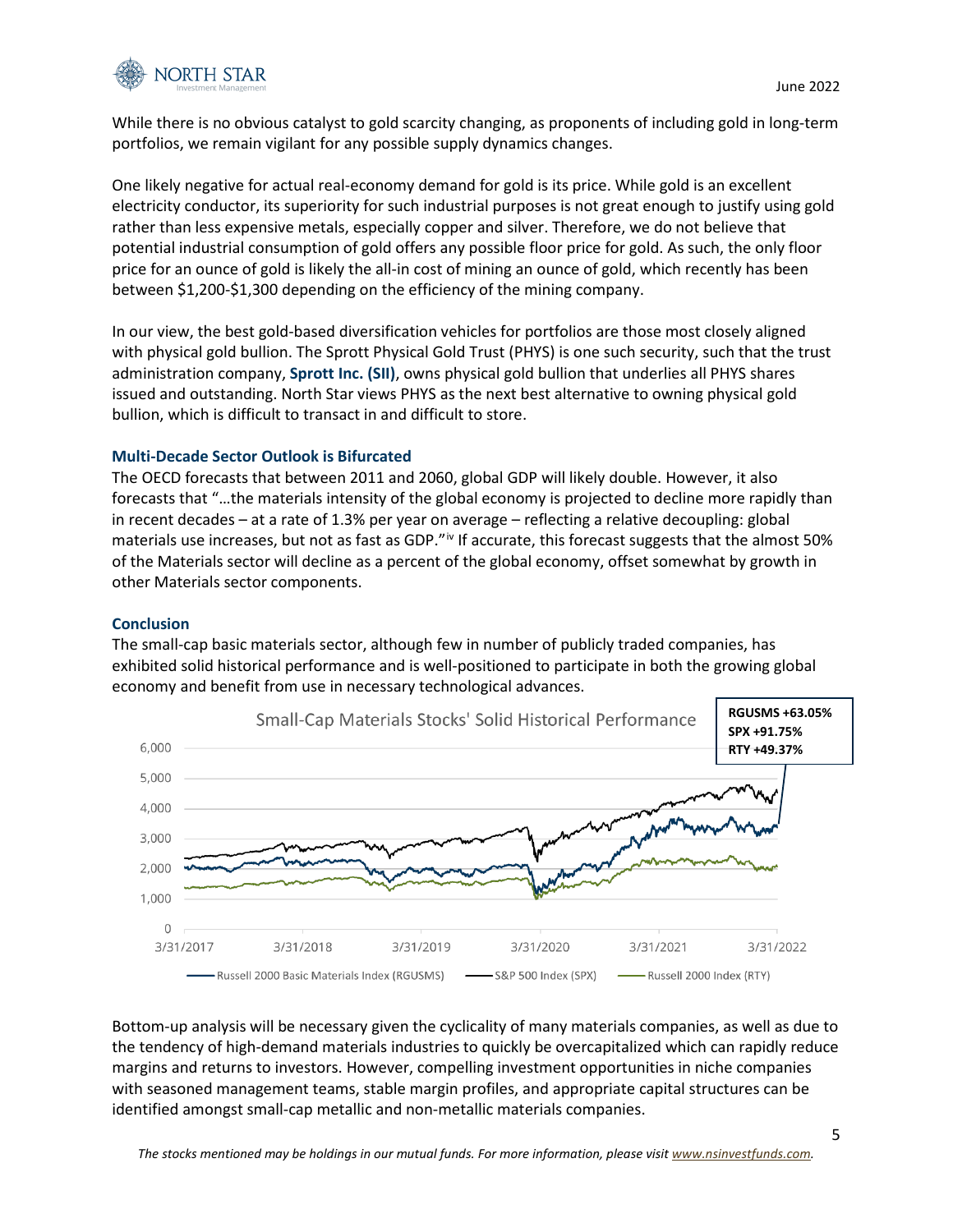While there is no obvious catalyst to gold scarcity changing, as proponents of including gold in long-term portfolios, we remain vigilant for any possible supply dynamics changes.

One likely negative for actual real-economy demand for gold is its price. While gold is an excellent electricity conductor, its superiority for such industrial purposes is not great enough to justify using gold rather than less expensive metals, especially copper and silver. Therefore, we do not believe that potential industrial consumption of gold offers any possible floor price for gold. As such, the only floor price for an ounce of gold is likely the all-in cost of mining an ounce of gold, which recently has been between $1,200-$1,300 depending on the efficiency of the mining company.

In our view, the best gold-based diversification vehicles for portfolios are those most closely aligned with physical gold bullion. The Sprott Physical Gold Trust (PHYS) is one such security, such that the trust administration company, **Sprott Inc. (SII)**, owns physical gold bullion that underlies all PHYS shares issued and outstanding. North Star views PHYS as the next best alternative to owning physical gold bullion, which is difficult to transact in and difficult to store.

### Multi-Decade Sector Outlook is Bifurcated

The OECD forecasts that between 2011 and 2060, global GDP will likely double. However, it also forecasts that "…the materials intensity of the global economy is projected to decline more rapidly than in recent decades – at a rate of 1.3% per year on average – reflecting a relative decoupling: global materials use increases, but not as fast as GDP."[iv] If accurate, this forecast suggests that the almost 50% of the Materials sector will decline as a percent of the global economy, offset somewhat by growth in other Materials sector components.

### Conclusion

The small-cap basic materials sector, although few in number of publicly traded companies, has exhibited solid historical performance and is well-positioned to participate in both the growing global economy and benefit from use in necessary technological advances.

Small-Cap Materials Stocks' Solid Historical Performance

**RGUSMS +63.05%**
**SPX +91.75%**
**RTY +49.37%**

Russell 2000 Basic Materials Index (RGUSMS) — S&P 500 Index (SPX) — Russell 2000 Index (RTY)

Bottom-up analysis will be necessary given the cyclicality of many materials companies, as well as due to the tendency of high-demand materials industries to quickly be overcapitalized which can rapidly reduce margins and returns to investors. However, compelling investment opportunities in niche companies with seasoned management teams, stable margin profiles, and appropriate capital structures can be identified amongst small-cap metallic and non-metallic materials companies.

*The stocks mentioned may be holdings in our mutual funds. For more information, please visit www.nsinvestfunds.com.*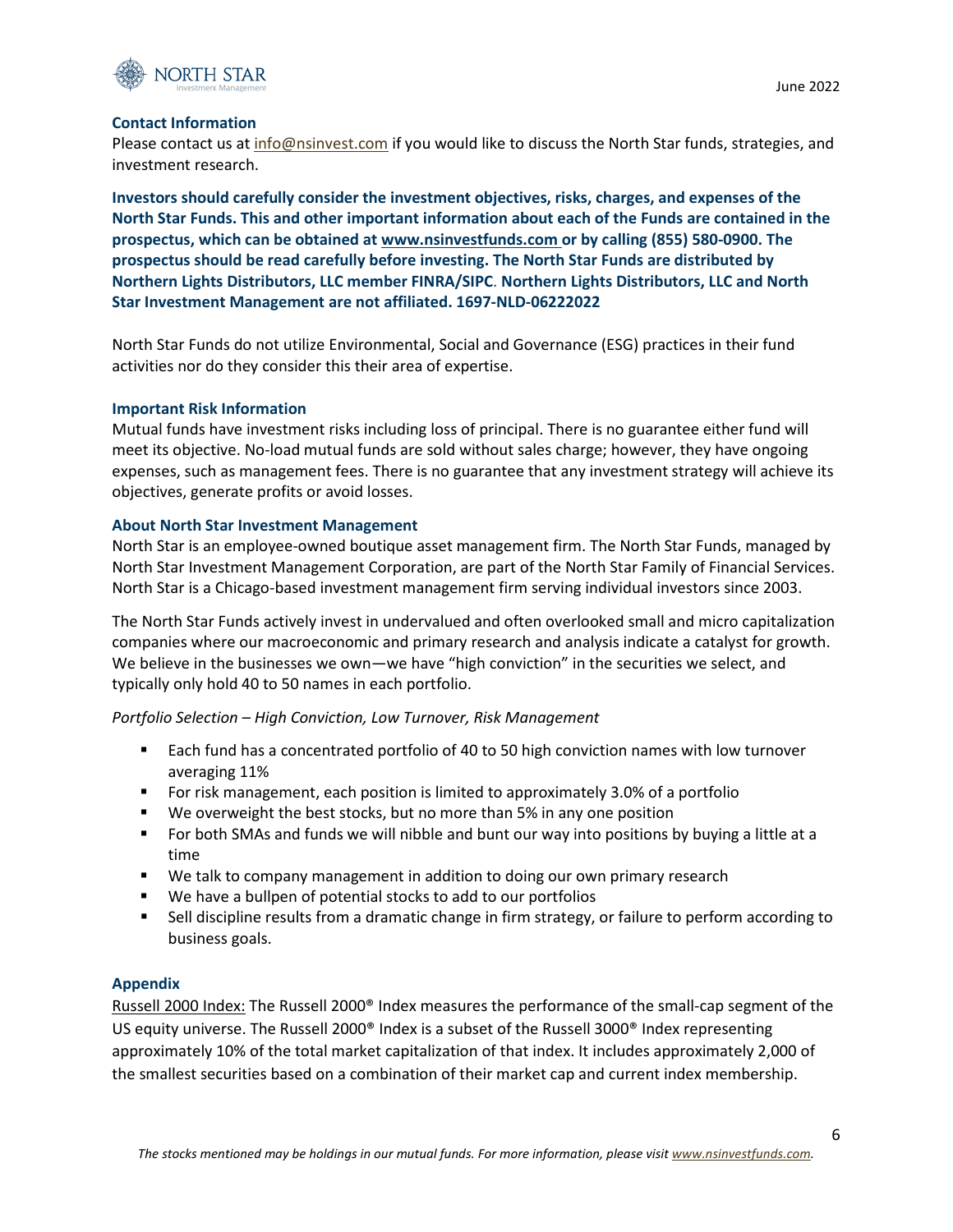### Contact Information

Please contact us at info@nsinvest.com if you would like to discuss the North Star funds, strategies, and investment research.

**Investors should carefully consider the investment objectives, risks, charges, and expenses of the North Star Funds. This and other important information about each of the Funds are contained in the prospectus, which can be obtained at www.nsinvestfunds.com or by calling (855) 580-0900. The prospectus should be read carefully before investing. The North Star Funds are distributed by Northern Lights Distributors, LLC member FINRA/SIPC. Northern Lights Distributors, LLC and North Star Investment Management are not affiliated. 1697-NLD-06222022**

North Star Funds do not utilize Environmental, Social and Governance (ESG) practices in their fund activities nor do they consider this their area of expertise.

### Important Risk Information

Mutual funds have investment risks including loss of principal. There is no guarantee either fund will meet its objective. No-load mutual funds are sold without sales charge; however, they have ongoing expenses, such as management fees. There is no guarantee that any investment strategy will achieve its objectives, generate profits or avoid losses.

### About North Star Investment Management

North Star is an employee-owned boutique asset management firm. The North Star Funds, managed by North Star Investment Management Corporation, are part of the North Star Family of Financial Services. North Star is a Chicago-based investment management firm serving individual investors since 2003.

The North Star Funds actively invest in undervalued and often overlooked small and micro capitalization companies where our macroeconomic and primary research and analysis indicate a catalyst for growth. We believe in the businesses we own—we have "high conviction" in the securities we select, and typically only hold 40 to 50 names in each portfolio.

*Portfolio Selection – High Conviction, Low Turnover, Risk Management*

- Each fund has a concentrated portfolio of 40 to 50 high conviction names with low turnover averaging 11%
- For risk management, each position is limited to approximately 3.0% of a portfolio
- We overweight the best stocks, but no more than 5% in any one position
- For both SMAs and funds we will nibble and bunt our way into positions by buying a little at a time
- We talk to company management in addition to doing our own primary research
- We have a bullpen of potential stocks to add to our portfolios
- Sell discipline results from a dramatic change in firm strategy, or failure to perform according to business goals.

### Appendix

Russell 2000 Index: The Russell 2000® Index measures the performance of the small-cap segment of the US equity universe. The Russell 2000® Index is a subset of the Russell 3000® Index representing approximately 10% of the total market capitalization of that index. It includes approximately 2,000 of the smallest securities based on a combination of their market cap and current index membership.

*The stocks mentioned may be holdings in our mutual funds. For more information, please visit www.nsinvestfunds.com.*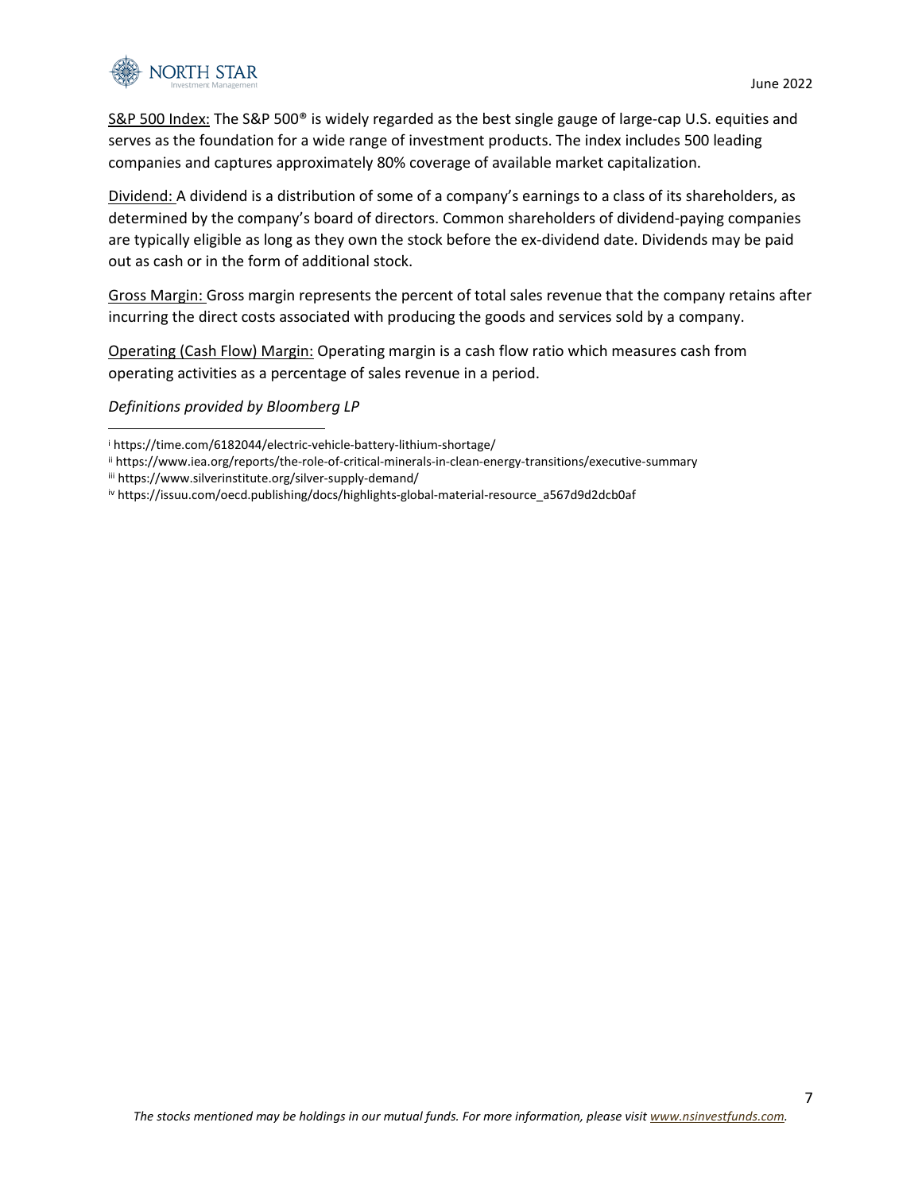S&P 500 Index: The S&P 500® is widely regarded as the best single gauge of large-cap U.S. equities and serves as the foundation for a wide range of investment products. The index includes 500 leading companies and captures approximately 80% coverage of available market capitalization.

Dividend: A dividend is a distribution of some of a company's earnings to a class of its shareholders, as determined by the company's board of directors. Common shareholders of dividend-paying companies are typically eligible as long as they own the stock before the ex-dividend date. Dividends may be paid out as cash or in the form of additional stock.

Gross Margin: Gross margin represents the percent of total sales revenue that the company retains after incurring the direct costs associated with producing the goods and services sold by a company.

Operating (Cash Flow) Margin: Operating margin is a cash flow ratio which measures cash from operating activities as a percentage of sales revenue in a period.

*Definitions provided by Bloomberg LP*

---

[i] https://time.com/6182044/electric-vehicle-battery-lithium-shortage/

[ii] https://www.iea.org/reports/the-role-of-critical-minerals-in-clean-energy-transitions/executive-summary

[iii] https://www.silverinstitute.org/silver-supply-demand/

[iv] https://issuu.com/oecd.publishing/docs/highlights-global-material-resource_a567d9d2dcb0af

*The stocks mentioned may be holdings in our mutual funds. For more information, please visit www.nsinvestfunds.com.*